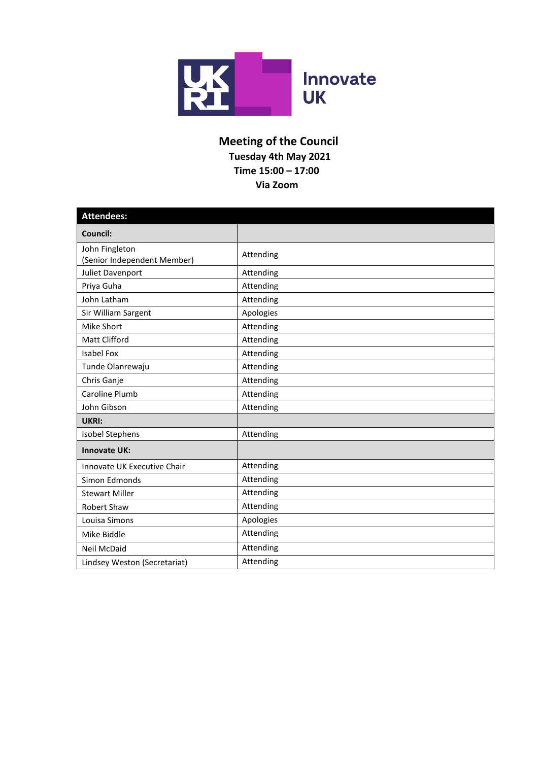# Meeting of the Council

**Tuesday 4th May 2021**
**Time 15:00 – 17:00**
**Via Zoom**

| **Attendees:** | |
|---|---|
| **Council:** | |
| John Fingleton (Senior Independent Member) | Attending |
| Juliet Davenport | Attending |
| Priya Guha | Attending |
| John Latham | Attending |
| Sir William Sargent | Apologies |
| Mike Short | Attending |
| Matt Clifford | Attending |
| Isabel Fox | Attending |
| Tunde Olanrewaju | Attending |
| Chris Ganje | Attending |
| Caroline Plumb | Attending |
| John Gibson | Attending |
| **UKRI:** | |
| Isobel Stephens | Attending |
| **Innovate UK:** | |
| Innovate UK Executive Chair | Attending |
| Simon Edmonds | Attending |
| Stewart Miller | Attending |
| Robert Shaw | Attending |
| Louisa Simons | Apologies |
| Mike Biddle | Attending |
| Neil McDaid | Attending |
| Lindsey Weston (Secretariat) | Attending |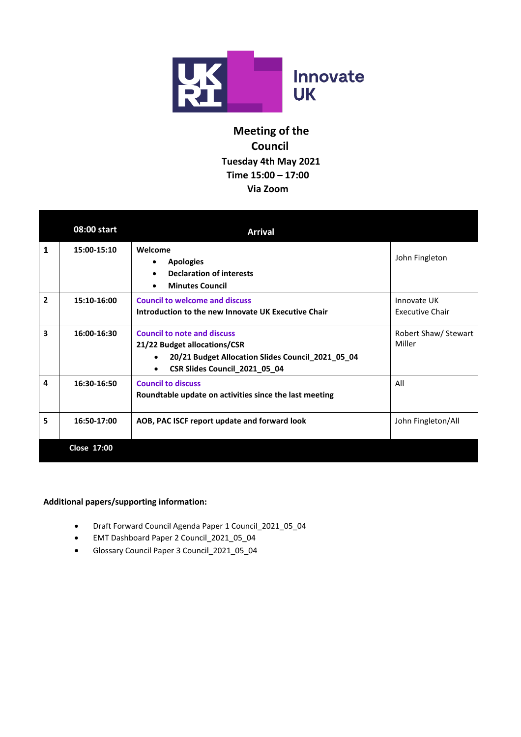# Meeting of the Council

**Tuesday 4th May 2021**
**Time 15:00 – 17:00**
**Via Zoom**

| | 08:00 start | Arrival | |
|---|---|---|---|
| **1** | **15:00-15:10** | **Welcome**<br>• **Apologies**<br>• **Declaration of interests**<br>• **Minutes Council** | John Fingleton |
| **2** | **15:10-16:00** | **Council to welcome and discuss**<br>**Introduction to the new Innovate UK Executive Chair** | Innovate UK Executive Chair |
| **3** | **16:00-16:30** | **Council to note and discuss**<br>**21/22 Budget allocations/CSR**<br>• **20/21 Budget Allocation Slides Council_2021_05_04**<br>• **CSR Slides Council_2021_05_04** | Robert Shaw/ Stewart Miller |
| **4** | **16:30-16:50** | **Council to discuss**<br>**Roundtable update on activities since the last meeting** | All |
| **5** | **16:50-17:00** | **AOB, PAC ISCF report update and forward look** | John Fingleton/All |
| | **Close 17:00** | | |

**Additional papers/supporting information:**

- Draft Forward Council Agenda Paper 1 Council_2021_05_04
- EMT Dashboard Paper 2 Council_2021_05_04
- Glossary Council Paper 3 Council_2021_05_04